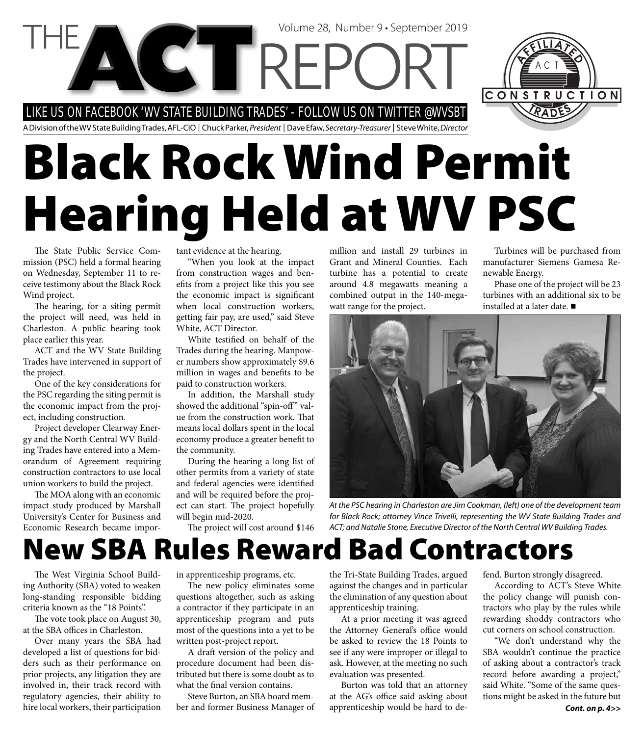# THE ACT REPORT

Volume 28, Number 9 • September 2019

LIKE US ON FACEBOOK 'WV STATE BUILDING TRADES' - FOLLOW US ON TWITTER @WVSBT

A Division of the WV State Building Trades, AFL-CIO | Chuck Parker, *President* | Dave Efaw, *Secretary-Treasurer* | Steve White, *Director*

# Black Rock Wind Permit Hearing Held at WV PSC

The State Public Service Commission (PSC) held a formal hearing on Wednesday, September 11 to receive testimony about the Black Rock Wind project.

The hearing, for a siting permit the project will need, was held in Charleston. A public hearing took place earlier this year.

ACT and the WV State Building Trades have intervened in support of the project.

One of the key considerations for the PSC regarding the siting permit is the economic impact from the project, including construction.

Project developer Clearway Energy and the North Central WV Building Trades have entered into a Memorandum of Agreement requiring construction contractors to use local union workers to build the project.

The MOA along with an economic impact study produced by Marshall University's Center for Business and Economic Research became important evidence at the hearing.

"When you look at the impact from construction wages and benefits from a project like this you see the economic impact is significant when local construction workers, getting fair pay, are used," said Steve White, ACT Director.

White testified on behalf of the Trades during the hearing. Manpower numbers show approximately $9.6 million in wages and benefits to be paid to construction workers.

In addition, the Marshall study showed the additional "spin-off" value from the construction work. That means local dollars spent in the local economy produce a greater benefit to the community.

During the hearing a long list of other permits from a variety of state and federal agencies were identified and will be required before the project can start. The project hopefully will begin mid-2020.

The project will cost around $146 million and install 29 turbines in Grant and Mineral Counties. Each turbine has a potential to create around 4.8 megawatts meaning a combined output in the 140-megawatt range for the project.

Turbines will be purchased from manufacturer Siemens Gamesa Renewable Energy.

Phase one of the project will be 23 turbines with an additional six to be installed at a later date. ■

*At the PSC hearing in Charleston are Jim Cookman, (left) one of the development team for Black Rock; attorney Vince Trivelli, representing the WV State Building Trades and ACT; and Natalie Stone, Executive Director of the North Central WV Building Trades.*

# New SBA Rules Reward Bad Contractors

The West Virginia School Building Authority (SBA) voted to weaken long-standing responsible bidding criteria known as the "18 Points".

The vote took place on August 30, at the SBA offices in Charleston.

Over many years the SBA had developed a list of questions for bidders such as their performance on prior projects, any litigation they are involved in, their track record with regulatory agencies, their ability to hire local workers, their participation in apprenticeship programs, etc.

The new policy eliminates some questions altogether, such as asking a contractor if they participate in an apprenticeship program and puts most of the questions into a yet to be written post-project report.

A draft version of the policy and procedure document had been distributed but there is some doubt as to what the final version contains.

Steve Burton, an SBA board member and former Business Manager of the Tri-State Building Trades, argued against the changes and in particular the elimination of any question about apprenticeship training.

At a prior meeting it was agreed the Attorney General's office would be asked to review the 18 Points to see if any were improper or illegal to ask. However, at the meeting no such evaluation was presented.

Burton was told that an attorney at the AG's office said asking about apprenticeship would be hard to defend. Burton strongly disagreed.

According to ACT's Steve White the policy change will punish contractors who play by the rules while rewarding shoddy contractors who cut corners on school construction.

"We don't understand why the SBA wouldn't continue the practice of asking about a contractor's track record before awarding a project," said White. "Some of the same questions might be asked in the future but

***Cont. on p. 4>>***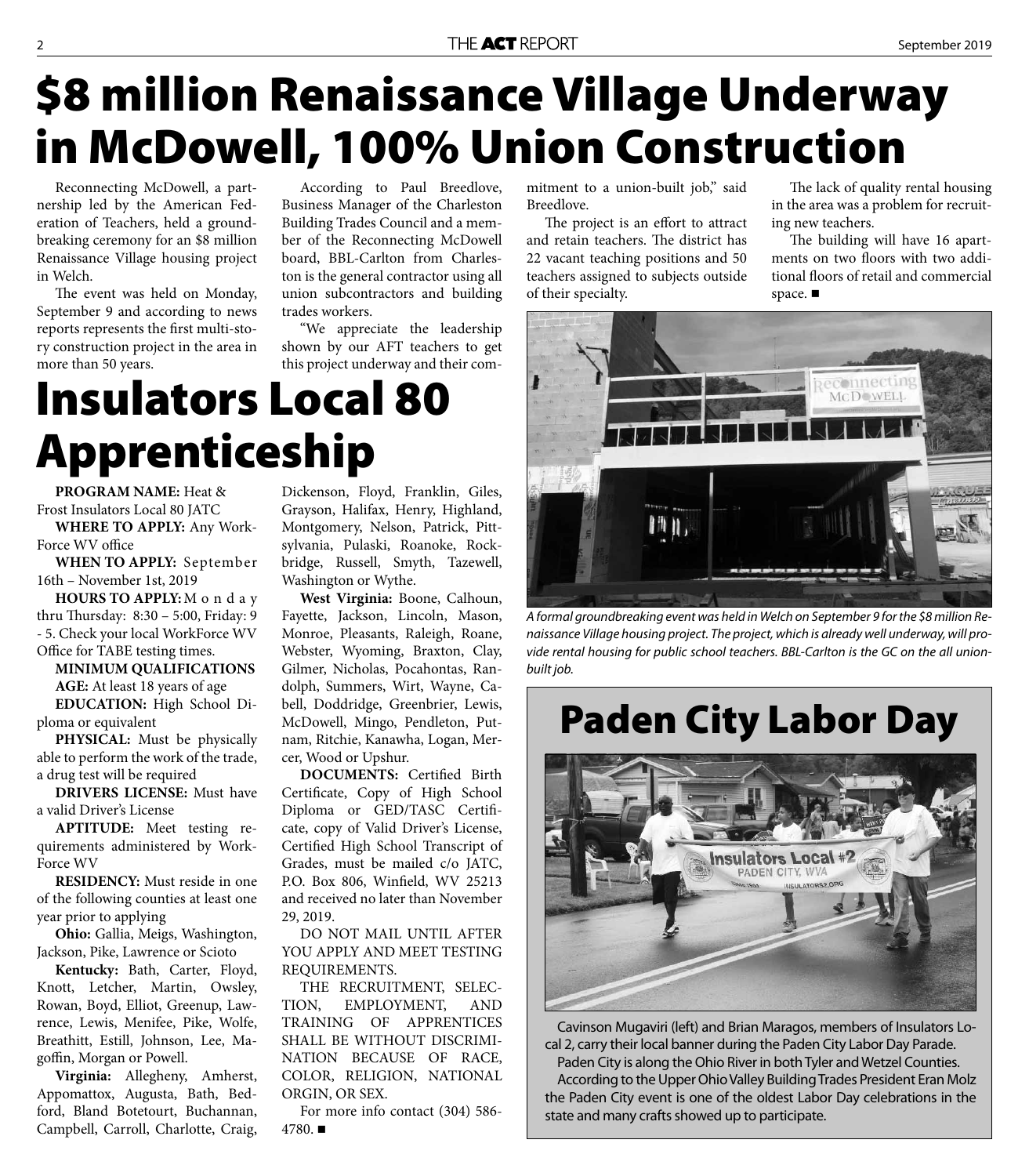# $8 million Renaissance Village Underway in McDowell, 100% Union Construction

Reconnecting McDowell, a partnership led by the American Federation of Teachers, held a groundbreaking ceremony for an $8 million Renaissance Village housing project in Welch.

The event was held on Monday, September 9 and according to news reports represents the first multi-story construction project in the area in more than 50 years.

According to Paul Breedlove, Business Manager of the Charleston Building Trades Council and a member of the Reconnecting McDowell board, BBL-Carlton from Charleston is the general contractor using all union subcontractors and building trades workers.

"We appreciate the leadership shown by our AFT teachers to get this project underway and their commitment to a union-built job," said Breedlove.

The project is an effort to attract and retain teachers. The district has 22 vacant teaching positions and 50 teachers assigned to subjects outside of their specialty.

The lack of quality rental housing in the area was a problem for recruiting new teachers.

The building will have 16 apartments on two floors with two additional floors of retail and commercial space. ■

*A formal groundbreaking event was held in Welch on September 9 for the $8 million Renaissance Village housing project. The project, which is already well underway, will provide rental housing for public school teachers. BBL-Carlton is the GC on the all union-built job.*

# Insulators Local 80 Apprenticeship

**PROGRAM NAME:** Heat & Frost Insulators Local 80 JATC

**WHERE TO APPLY:** Any WorkForce WV office

**WHEN TO APPLY:** September 16th – November 1st, 2019

**HOURS TO APPLY:** Monday thru Thursday: 8:30 – 5:00, Friday: 9 - 5. Check your local WorkForce WV Office for TABE testing times.

**MINIMUM QUALIFICATIONS**

**AGE:** At least 18 years of age

**EDUCATION:** High School Diploma or equivalent

**PHYSICAL:** Must be physically able to perform the work of the trade, a drug test will be required

**DRIVERS LICENSE:** Must have a valid Driver's License

**APTITUDE:** Meet testing requirements administered by WorkForce WV

**RESIDENCY:** Must reside in one of the following counties at least one year prior to applying

**Ohio:** Gallia, Meigs, Washington, Jackson, Pike, Lawrence or Scioto

**Kentucky:** Bath, Carter, Floyd, Knott, Letcher, Martin, Owsley, Rowan, Boyd, Elliot, Greenup, Lawrence, Lewis, Menifee, Pike, Wolfe, Breathitt, Estill, Johnson, Lee, Magoffin, Morgan or Powell.

**Virginia:** Allegheny, Amherst, Appomattox, Augusta, Bath, Bedford, Bland Botetourt, Buchannan, Campbell, Carroll, Charlotte, Craig, Dickenson, Floyd, Franklin, Giles, Grayson, Halifax, Henry, Highland, Montgomery, Nelson, Patrick, Pittsylvania, Pulaski, Roanoke, Rockbridge, Russell, Smyth, Tazewell, Washington or Wythe.

**West Virginia:** Boone, Calhoun, Fayette, Jackson, Lincoln, Mason, Monroe, Pleasants, Raleigh, Roane, Webster, Wyoming, Braxton, Clay, Gilmer, Nicholas, Pocahontas, Randolph, Summers, Wirt, Wayne, Cabell, Doddridge, Greenbrier, Lewis, McDowell, Mingo, Pendleton, Putnam, Ritchie, Kanawha, Logan, Mercer, Wood or Upshur.

**DOCUMENTS:** Certified Birth Certificate, Copy of High School Diploma or GED/TASC Certificate, copy of Valid Driver's License, Certified High School Transcript of Grades, must be mailed c/o JATC, P.O. Box 806, Winfield, WV 25213 and received no later than November 29, 2019.

DO NOT MAIL UNTIL AFTER YOU APPLY AND MEET TESTING REQUIREMENTS.

THE RECRUITMENT, SELECTION, EMPLOYMENT, AND TRAINING OF APPRENTICES SHALL BE WITHOUT DISCRIMINATION BECAUSE OF RACE, COLOR, RELIGION, NATIONAL ORGIN, OR SEX.

For more info contact (304) 586-4780. ■

# Paden City Labor Day

Cavinson Mugaviri (left) and Brian Maragos, members of Insulators Local 2, carry their local banner during the Paden City Labor Day Parade.

Paden City is along the Ohio River in both Tyler and Wetzel Counties.

According to the Upper Ohio Valley Building Trades President Eran Molz the Paden City event is one of the oldest Labor Day celebrations in the state and many crafts showed up to participate.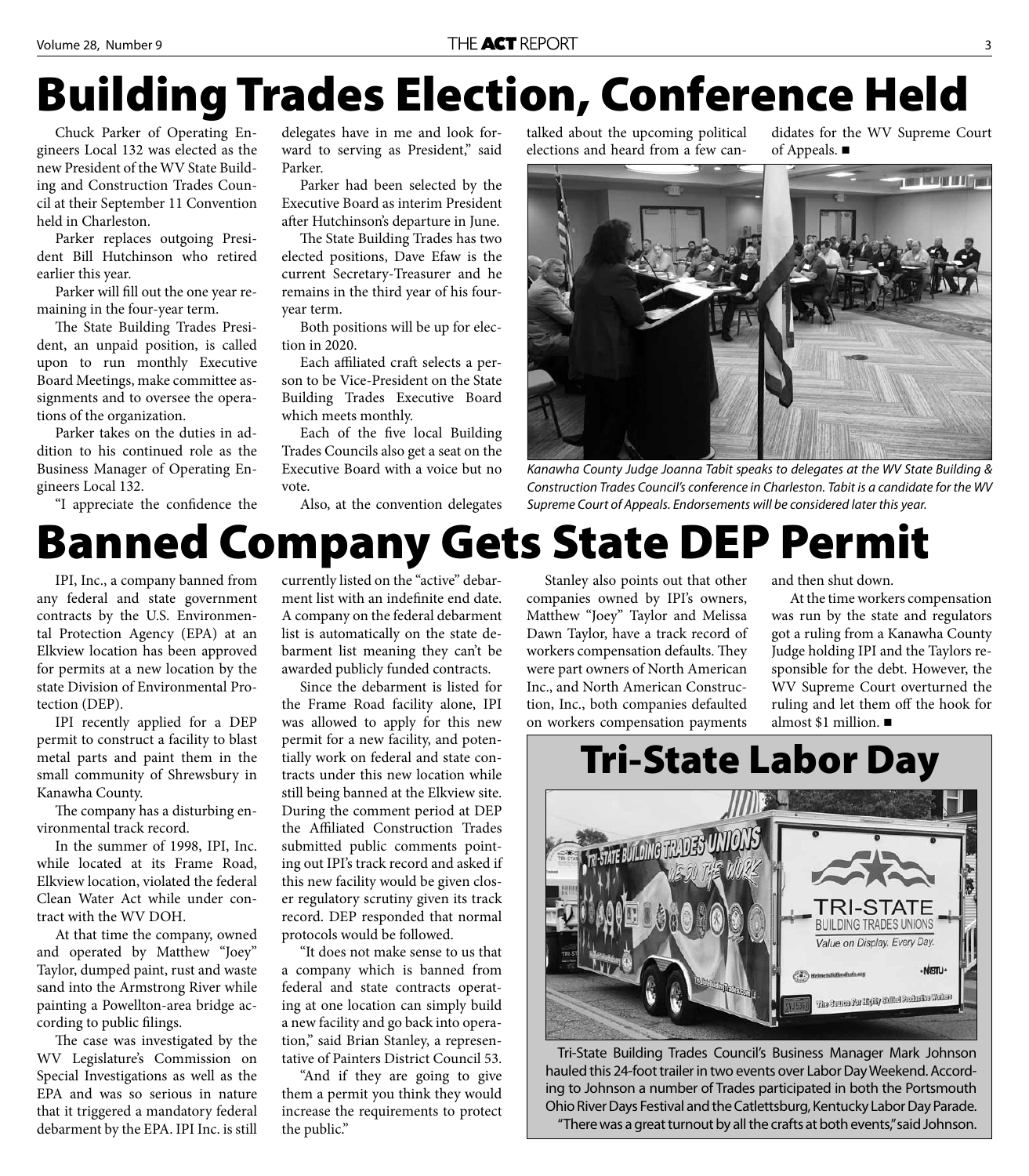# Building Trades Election, Conference Held

Chuck Parker of Operating Engineers Local 132 was elected as the new President of the WV State Building and Construction Trades Council at their September 11 Convention held in Charleston.

Parker replaces outgoing President Bill Hutchinson who retired earlier this year.

Parker will fill out the one year remaining in the four-year term.

The State Building Trades President, an unpaid position, is called upon to run monthly Executive Board Meetings, make committee assignments and to oversee the operations of the organization.

Parker takes on the duties in addition to his continued role as the Business Manager of Operating Engineers Local 132.

"I appreciate the confidence the delegates have in me and look forward to serving as President," said Parker.

Parker had been selected by the Executive Board as interim President after Hutchinson's departure in June.

The State Building Trades has two elected positions, Dave Efaw is the current Secretary-Treasurer and he remains in the third year of his four-year term.

Both positions will be up for election in 2020.

Each affiliated craft selects a person to be Vice-President on the State Building Trades Executive Board which meets monthly.

Each of the five local Building Trades Councils also get a seat on the Executive Board with a voice but no vote.

Also, at the convention delegates talked about the upcoming political elections and heard from a few candidates for the WV Supreme Court of Appeals. ■

*Kanawha County Judge Joanna Tabit speaks to delegates at the WV State Building & Construction Trades Council's conference in Charleston. Tabit is a candidate for the WV Supreme Court of Appeals. Endorsements will be considered later this year.*

# Banned Company Gets State DEP Permit

IPI, Inc., a company banned from any federal and state government contracts by the U.S. Environmental Protection Agency (EPA) at an Elkview location has been approved for permits at a new location by the state Division of Environmental Protection (DEP).

IPI recently applied for a DEP permit to construct a facility to blast metal parts and paint them in the small community of Shrewsbury in Kanawha County.

The company has a disturbing environmental track record.

In the summer of 1998, IPI, Inc. while located at its Frame Road, Elkview location, violated the federal Clean Water Act while under contract with the WV DOH.

At that time the company, owned and operated by Matthew "Joey" Taylor, dumped paint, rust and waste sand into the Armstrong River while painting a Powellton-area bridge according to public filings.

The case was investigated by the WV Legislature's Commission on Special Investigations as well as the EPA and was so serious in nature that it triggered a mandatory federal debarment by the EPA. IPI Inc. is still currently listed on the "active" debarment list with an indefinite end date. A company on the federal debarment list is automatically on the state debarment list meaning they can't be awarded publicly funded contracts.

Since the debarment is listed for the Frame Road facility alone, IPI was allowed to apply for this new permit for a new facility, and potentially work on federal and state contracts under this new location while still being banned at the Elkview site. During the comment period at DEP the Affiliated Construction Trades submitted public comments pointing out IPI's track record and asked if this new facility would be given closer regulatory scrutiny given its track record. DEP responded that normal protocols would be followed.

"It does not make sense to us that a company which is banned from federal and state contracts operating at one location can simply build a new facility and go back into operation," said Brian Stanley, a representative of Painters District Council 53.

"And if they are going to give them a permit you think they would increase the requirements to protect the public."

Stanley also points out that other companies owned by IPI's owners, Matthew "Joey" Taylor and Melissa Dawn Taylor, have a track record of workers compensation defaults. They were part owners of North American Inc., and North American Construction, Inc., both companies defaulted on workers compensation payments and then shut down.

At the time workers compensation was run by the state and regulators got a ruling from a Kanawha County Judge holding IPI and the Taylors responsible for the debt. However, the WV Supreme Court overturned the ruling and let them off the hook for almost $1 million. ■

# Tri-State Labor Day

Tri-State Building Trades Council's Business Manager Mark Johnson hauled this 24-foot trailer in two events over Labor Day Weekend. According to Johnson a number of Trades participated in both the Portsmouth Ohio River Days Festival and the Catlettsburg, Kentucky Labor Day Parade.

"There was a great turnout by all the crafts at both events," said Johnson.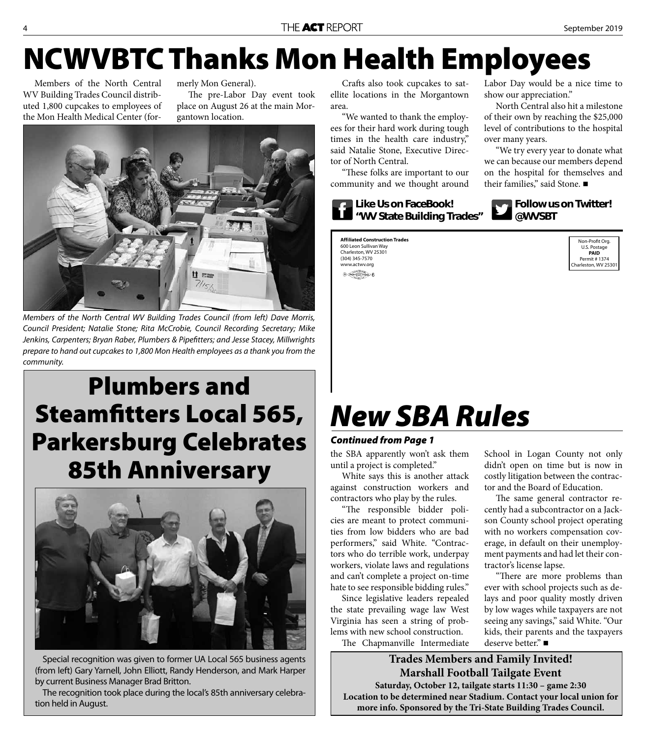# NCWVBTC Thanks Mon Health Employees

Members of the North Central WV Building Trades Council distributed 1,800 cupcakes to employees of the Mon Health Medical Center (formerly Mon General).

The pre-Labor Day event took place on August 26 at the main Morgantown location.

*Members of the North Central WV Building Trades Council (from left) Dave Morris, Council President; Natalie Stone; Rita McCrobie, Council Recording Secretary; Mike Jenkins, Carpenters; Bryan Raber, Plumbers & Pipefitters; and Jesse Stacey, Millwrights prepare to hand out cupcakes to 1,800 Mon Health employees as a thank you from the community.*

Crafts also took cupcakes to satellite locations in the Morgantown area.

"We wanted to thank the employees for their hard work during tough times in the health care industry," said Natalie Stone, Executive Director of North Central.

"These folks are important to our community and we thought around Labor Day would be a nice time to show our appreciation."

North Central also hit a milestone of their own by reaching the $25,000 level of contributions to the hospital over many years.

"We try every year to donate what we can because our members depend on the hospital for themselves and their families," said Stone. ■

**Like Us on FaceBook! "WV State Building Trades"**

**Follow us on Twitter! @WVSBT**

**Affiliated Construction Trades**
600 Leon Sullivan Way
Charleston, WV 25301
(304) 345-7570
www.actwv.org

Non-Profit Org.
U.S. Postage
**PAID**
Permit # 1374
Charleston, WV 25301

# Plumbers and Steamfitters Local 565, Parkersburg Celebrates 85th Anniversary

Special recognition was given to former UA Local 565 business agents (from left) Gary Yarnell, John Elliott, Randy Henderson, and Mark Harper by current Business Manager Brad Britton.

The recognition took place during the local's 85th anniversary celebration held in August.

# *New SBA Rules*

***Continued from Page 1***

the SBA apparently won't ask them until a project is completed."

White says this is another attack against construction workers and contractors who play by the rules.

"The responsible bidder policies are meant to protect communities from low bidders who are bad performers," said White. "Contractors who do terrible work, underpay workers, violate laws and regulations and can't complete a project on-time hate to see responsible bidding rules."

Since legislative leaders repealed the state prevailing wage law West Virginia has seen a string of problems with new school construction.

The Chapmanville Intermediate School in Logan County not only didn't open on time but is now in costly litigation between the contractor and the Board of Education.

The same general contractor recently had a subcontractor on a Jackson County school project operating with no workers compensation coverage, in default on their unemployment payments and had let their contractor's license lapse.

"There are more problems than ever with school projects such as delays and poor quality mostly driven by low wages while taxpayers are not seeing any savings," said White. "Our kids, their parents and the taxpayers deserve better." ■

**Trades Members and Family Invited!**
**Marshall Football Tailgate Event**
**Saturday, October 12, tailgate starts 11:30 – game 2:30**
**Location to be determined near Stadium. Contact your local union for more info. Sponsored by the Tri-State Building Trades Council.**